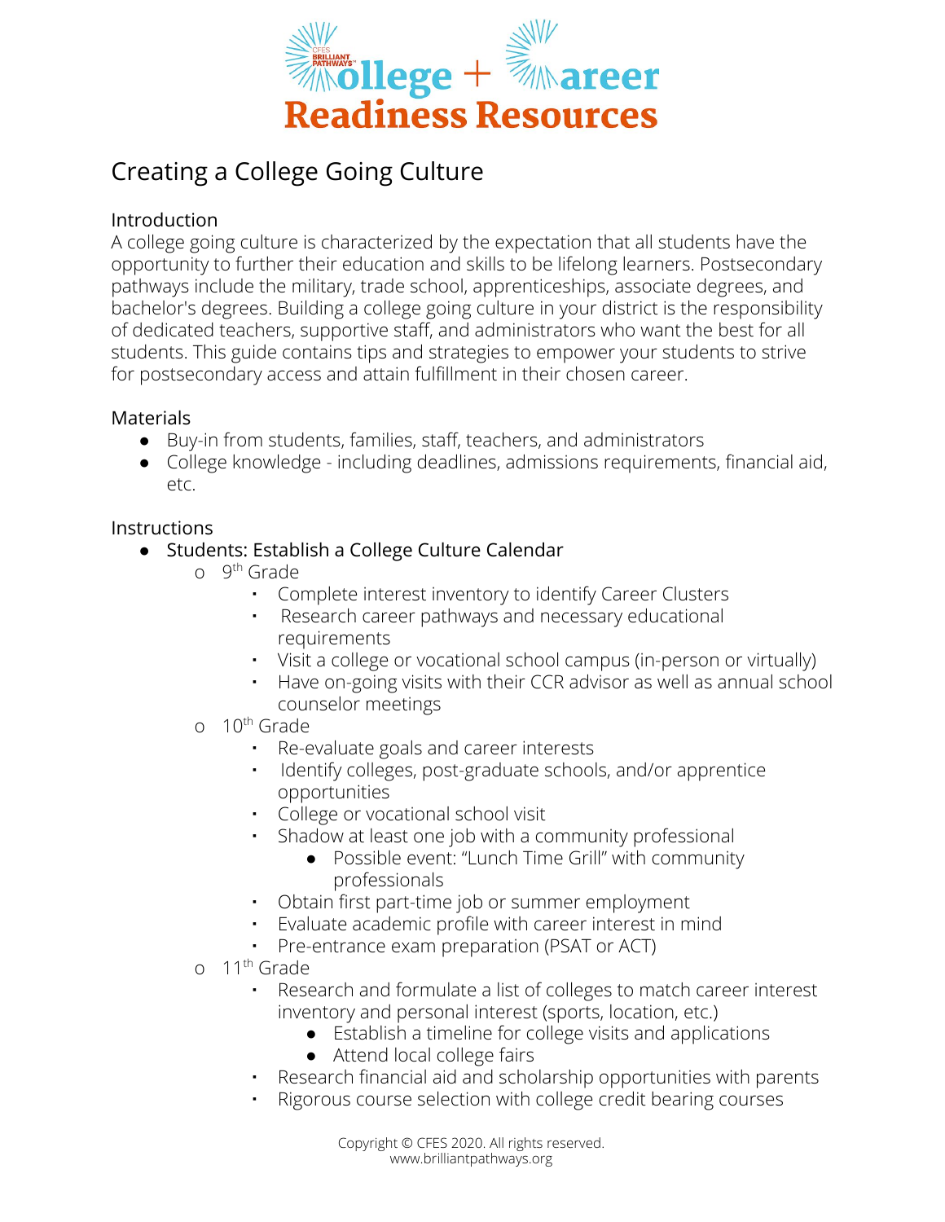# College + Career Readiness Resources

## Creating a College Going Culture

### Introduction

A college going culture is characterized by the expectation that all students have the opportunity to further their education and skills to be lifelong learners. Postsecondary pathways include the military, trade school, apprenticeships, associate degrees, and bachelor's degrees. Building a college going culture in your district is the responsibility of dedicated teachers, supportive staff, and administrators who want the best for all students. This guide contains tips and strategies to empower your students to strive for postsecondary access and attain fulfillment in their chosen career.

### Materials

- Buy-in from students, families, staff, teachers, and administrators
- College knowledge - including deadlines, admissions requirements, financial aid, etc.

### Instructions

- Students: Establish a College Culture Calendar
  - 9th Grade
    - Complete interest inventory to identify Career Clusters
    - Research career pathways and necessary educational requirements
    - Visit a college or vocational school campus (in-person or virtually)
    - Have on-going visits with their CCR advisor as well as annual school counselor meetings
  - 10th Grade
    - Re-evaluate goals and career interests
    - Identify colleges, post-graduate schools, and/or apprentice opportunities
    - College or vocational school visit
    - Shadow at least one job with a community professional
      - Possible event: "Lunch Time Grill" with community professionals
    - Obtain first part-time job or summer employment
    - Evaluate academic profile with career interest in mind
    - Pre-entrance exam preparation (PSAT or ACT)
  - 11th Grade
    - Research and formulate a list of colleges to match career interest inventory and personal interest (sports, location, etc.)
      - Establish a timeline for college visits and applications
      - Attend local college fairs
    - Research financial aid and scholarship opportunities with parents
    - Rigorous course selection with college credit bearing courses

Copyright © CFES 2020. All rights reserved.
www.brilliantpathways.org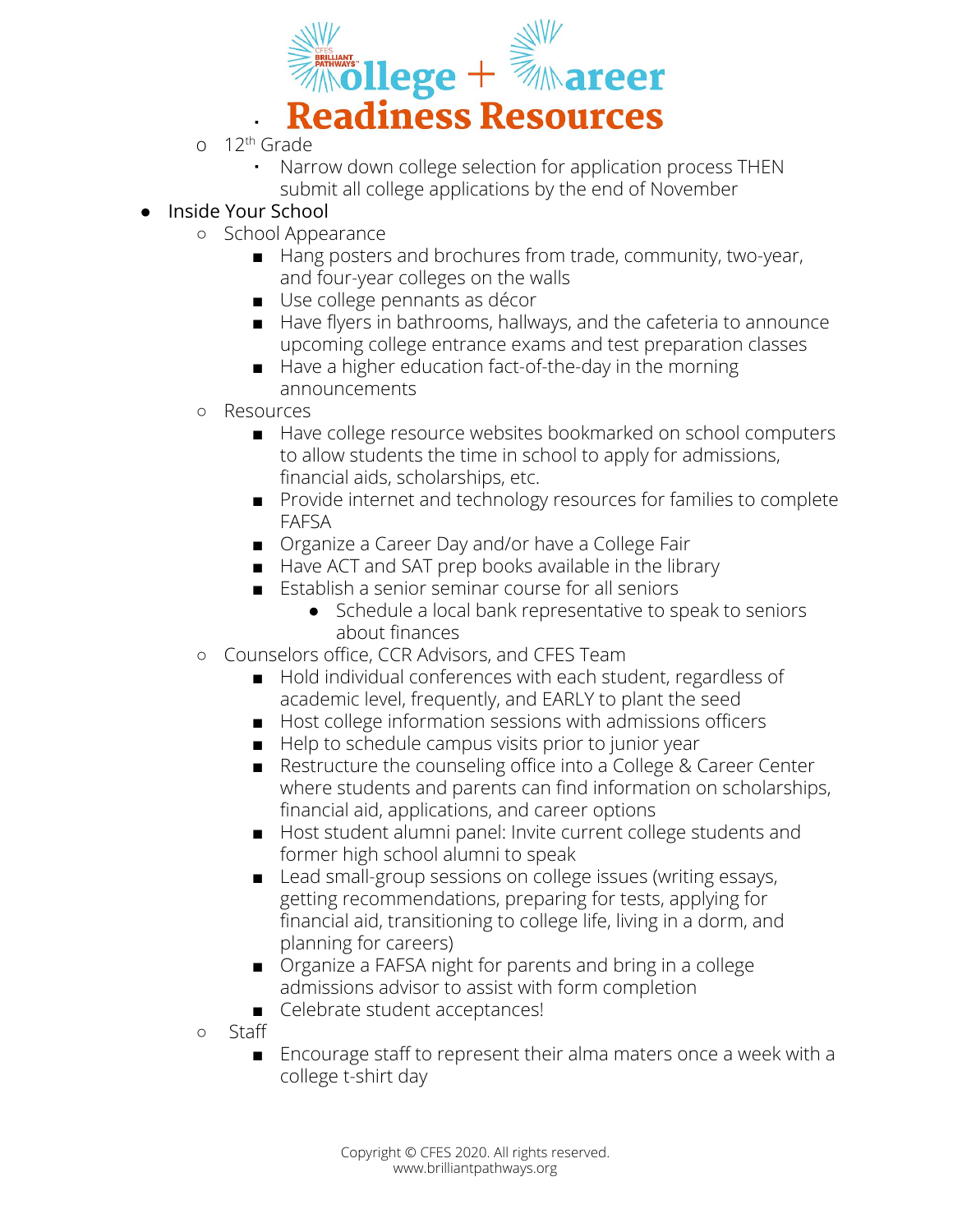- 12th Grade
    - Narrow down college selection for application process THEN submit all college applications by the end of November

- Inside Your School
    - School Appearance
        - Hang posters and brochures from trade, community, two-year, and four-year colleges on the walls
        - Use college pennants as décor
        - Have flyers in bathrooms, hallways, and the cafeteria to announce upcoming college entrance exams and test preparation classes
        - Have a higher education fact-of-the-day in the morning announcements
    - Resources
        - Have college resource websites bookmarked on school computers to allow students the time in school to apply for admissions, financial aids, scholarships, etc.
        - Provide internet and technology resources for families to complete FAFSA
        - Organize a Career Day and/or have a College Fair
        - Have ACT and SAT prep books available in the library
        - Establish a senior seminar course for all seniors
            - Schedule a local bank representative to speak to seniors about finances
    - Counselors office, CCR Advisors, and CFES Team
        - Hold individual conferences with each student, regardless of academic level, frequently, and EARLY to plant the seed
        - Host college information sessions with admissions officers
        - Help to schedule campus visits prior to junior year
        - Restructure the counseling office into a College & Career Center where students and parents can find information on scholarships, financial aid, applications, and career options
        - Host student alumni panel: Invite current college students and former high school alumni to speak
        - Lead small-group sessions on college issues (writing essays, getting recommendations, preparing for tests, applying for financial aid, transitioning to college life, living in a dorm, and planning for careers)
        - Organize a FAFSA night for parents and bring in a college admissions advisor to assist with form completion
        - Celebrate student acceptances!
    - Staff
        - Encourage staff to represent their alma maters once a week with a college t-shirt day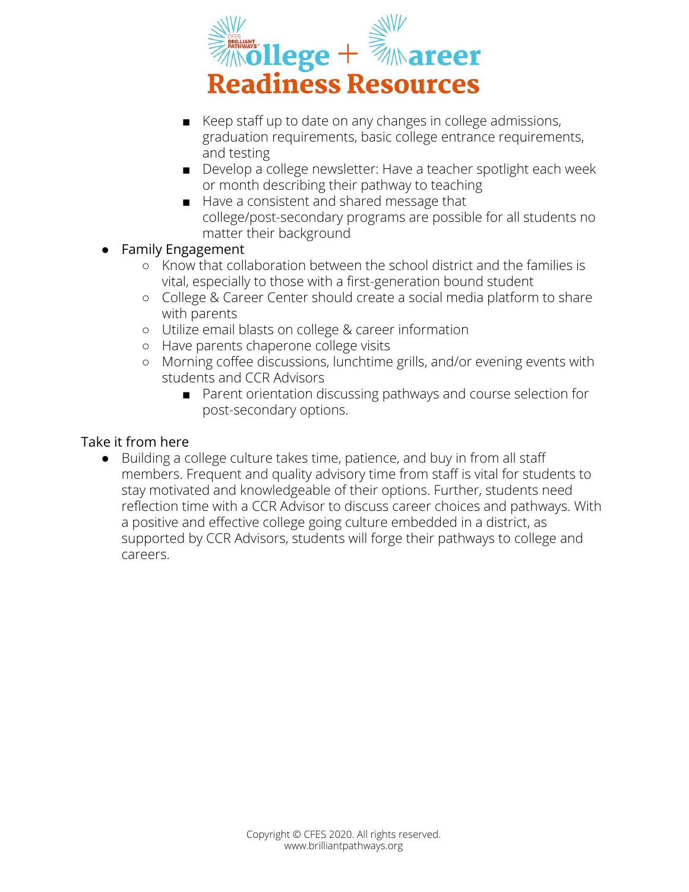- Keep staff up to date on any changes in college admissions, graduation requirements, basic college entrance requirements, and testing
        - Develop a college newsletter: Have a teacher spotlight each week or month describing their pathway to teaching
        - Have a consistent and shared message that college/post-secondary programs are possible for all students no matter their background
- Family Engagement
    - Know that collaboration between the school district and the families is vital, especially to those with a first-generation bound student
    - College & Career Center should create a social media platform to share with parents
    - Utilize email blasts on college & career information
    - Have parents chaperone college visits
    - Morning coffee discussions, lunchtime grills, and/or evening events with students and CCR Advisors
        - Parent orientation discussing pathways and course selection for post-secondary options.

Take it from here

- Building a college culture takes time, patience, and buy in from all staff members. Frequent and quality advisory time from staff is vital for students to stay motivated and knowledgeable of their options. Further, students need reflection time with a CCR Advisor to discuss career choices and pathways. With a positive and effective college going culture embedded in a district, as supported by CCR Advisors, students will forge their pathways to college and careers.